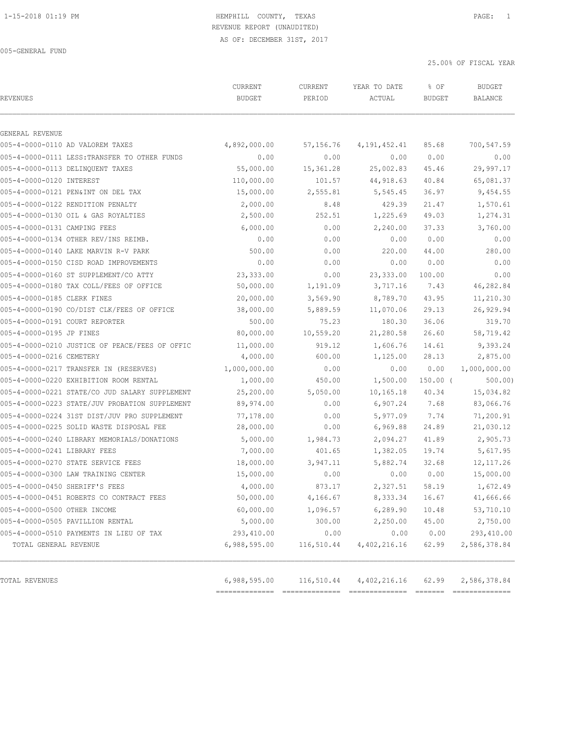1-15-2018 01:19 PM HEMPHILL COUNTY, TEXAS

REVENUE REPORT (UNAUDITED)

AS OF: DECEMBER 31ST, 2017

005-GENERAL FUND

25.00% OF FISCAL YEAR

| REVENUES | CURRENT BUDGET | CURRENT PERIOD | YEAR TO DATE ACTUAL | % OF BUDGET | BUDGET BALANCE |
|---|---|---|---|---|---|
| GENERAL REVENUE | | | | | |
| 005-4-0000-0110 AD VALOREM TAXES | 4,892,000.00 | 57,156.76 | 4,191,452.41 | 85.68 | 700,547.59 |
| 005-4-0000-0111 LESS:TRANSFER TO OTHER FUNDS | 0.00 | 0.00 | 0.00 | 0.00 | 0.00 |
| 005-4-0000-0113 DELINQUENT TAXES | 55,000.00 | 15,361.28 | 25,002.83 | 45.46 | 29,997.17 |
| 005-4-0000-0120 INTEREST | 110,000.00 | 101.57 | 44,918.63 | 40.84 | 65,081.37 |
| 005-4-0000-0121 PEN&INT ON DEL TAX | 15,000.00 | 2,555.81 | 5,545.45 | 36.97 | 9,454.55 |
| 005-4-0000-0122 RENDITION PENALTY | 2,000.00 | 8.48 | 429.39 | 21.47 | 1,570.61 |
| 005-4-0000-0130 OIL & GAS ROYALTIES | 2,500.00 | 252.51 | 1,225.69 | 49.03 | 1,274.31 |
| 005-4-0000-0131 CAMPING FEES | 6,000.00 | 0.00 | 2,240.00 | 37.33 | 3,760.00 |
| 005-4-0000-0134 OTHER REV/INS REIMB. | 0.00 | 0.00 | 0.00 | 0.00 | 0.00 |
| 005-4-0000-0140 LAKE MARVIN R-V PARK | 500.00 | 0.00 | 220.00 | 44.00 | 280.00 |
| 005-4-0000-0150 CISD ROAD IMPROVEMENTS | 0.00 | 0.00 | 0.00 | 0.00 | 0.00 |
| 005-4-0000-0160 ST SUPPLEMENT/CO ATTY | 23,333.00 | 0.00 | 23,333.00 | 100.00 | 0.00 |
| 005-4-0000-0180 TAX COLL/FEES OF OFFICE | 50,000.00 | 1,191.09 | 3,717.16 | 7.43 | 46,282.84 |
| 005-4-0000-0185 CLERK FINES | 20,000.00 | 3,569.90 | 8,789.70 | 43.95 | 11,210.30 |
| 005-4-0000-0190 CO/DIST CLK/FEES OF OFFICE | 38,000.00 | 5,889.59 | 11,070.06 | 29.13 | 26,929.94 |
| 005-4-0000-0191 COURT REPORTER | 500.00 | 75.23 | 180.30 | 36.06 | 319.70 |
| 005-4-0000-0195 JP FINES | 80,000.00 | 10,559.20 | 21,280.58 | 26.60 | 58,719.42 |
| 005-4-0000-0210 JUSTICE OF PEACE/FEES OF OFFIC | 11,000.00 | 919.12 | 1,606.76 | 14.61 | 9,393.24 |
| 005-4-0000-0216 CEMETERY | 4,000.00 | 600.00 | 1,125.00 | 28.13 | 2,875.00 |
| 005-4-0000-0217 TRANSFER IN (RESERVES) | 1,000,000.00 | 0.00 | 0.00 | 0.00 | 1,000,000.00 |
| 005-4-0000-0220 EXHIBITION ROOM RENTAL | 1,000.00 | 450.00 | 1,500.00 | 150.00 | ( 500.00) |
| 005-4-0000-0221 STATE/CO JUD SALARY SUPPLEMENT | 25,200.00 | 5,050.00 | 10,165.18 | 40.34 | 15,034.82 |
| 005-4-0000-0223 STATE/JUV PROBATION SUPPLEMENT | 89,974.00 | 0.00 | 6,907.24 | 7.68 | 83,066.76 |
| 005-4-0000-0224 31ST DIST/JUV PRO SUPPLEMENT | 77,178.00 | 0.00 | 5,977.09 | 7.74 | 71,200.91 |
| 005-4-0000-0225 SOLID WASTE DISPOSAL FEE | 28,000.00 | 0.00 | 6,969.88 | 24.89 | 21,030.12 |
| 005-4-0000-0240 LIBRARY MEMORIALS/DONATIONS | 5,000.00 | 1,984.73 | 2,094.27 | 41.89 | 2,905.73 |
| 005-4-0000-0241 LIBRARY FEES | 7,000.00 | 401.65 | 1,382.05 | 19.74 | 5,617.95 |
| 005-4-0000-0270 STATE SERVICE FEES | 18,000.00 | 3,947.11 | 5,882.74 | 32.68 | 12,117.26 |
| 005-4-0000-0300 LAW TRAINING CENTER | 15,000.00 | 0.00 | 0.00 | 0.00 | 15,000.00 |
| 005-4-0000-0450 SHERIFF'S FEES | 4,000.00 | 873.17 | 2,327.51 | 58.19 | 1,672.49 |
| 005-4-0000-0451 ROBERTS CO CONTRACT FEES | 50,000.00 | 4,166.67 | 8,333.34 | 16.67 | 41,666.66 |
| 005-4-0000-0500 OTHER INCOME | 60,000.00 | 1,096.57 | 6,289.90 | 10.48 | 53,710.10 |
| 005-4-0000-0505 PAVILLION RENTAL | 5,000.00 | 300.00 | 2,250.00 | 45.00 | 2,750.00 |
| 005-4-0000-0510 PAYMENTS IN LIEU OF TAX | 293,410.00 | 0.00 | 0.00 | 0.00 | 293,410.00 |
| TOTAL GENERAL REVENUE | 6,988,595.00 | 116,510.44 | 4,402,216.16 | 62.99 | 2,586,378.84 |
| TOTAL REVENUES | 6,988,595.00 | 116,510.44 | 4,402,216.16 | 62.99 | 2,586,378.84 |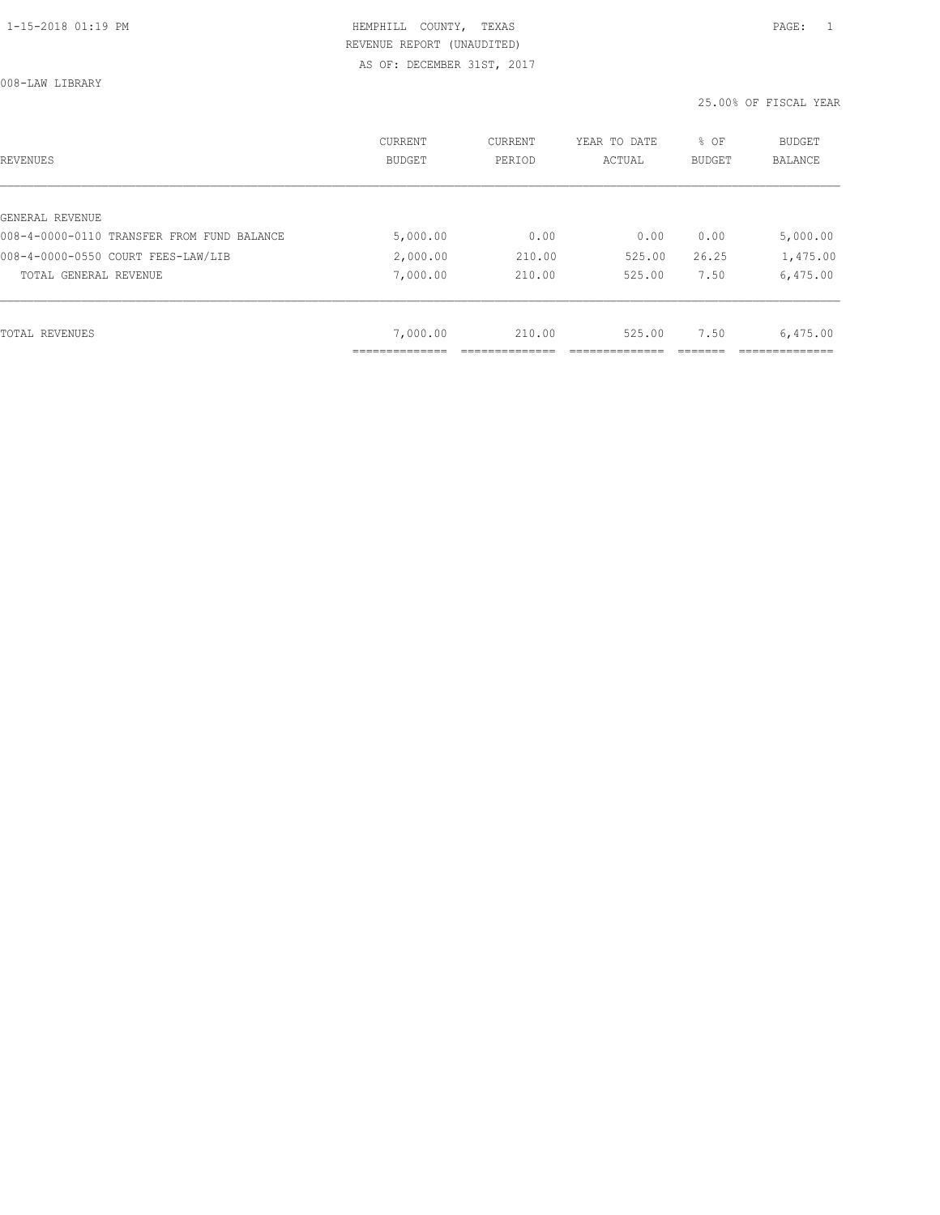HEMPHILL COUNTY, TEXAS
REVENUE REPORT (UNAUDITED)
AS OF: DECEMBER 31ST, 2017

008-LAW LIBRARY

25.00% OF FISCAL YEAR

| REVENUES | CURRENT BUDGET | CURRENT PERIOD | YEAR TO DATE ACTUAL | % OF BUDGET | BUDGET BALANCE |
|---|---|---|---|---|---|
| GENERAL REVENUE | | | | | |
| 008-4-0000-0110 TRANSFER FROM FUND BALANCE | 5,000.00 | 0.00 | 0.00 | 0.00 | 5,000.00 |
| 008-4-0000-0550 COURT FEES-LAW/LIB | 2,000.00 | 210.00 | 525.00 | 26.25 | 1,475.00 |
| TOTAL GENERAL REVENUE | 7,000.00 | 210.00 | 525.00 | 7.50 | 6,475.00 |
| TOTAL REVENUES | 7,000.00 | 210.00 | 525.00 | 7.50 | 6,475.00 |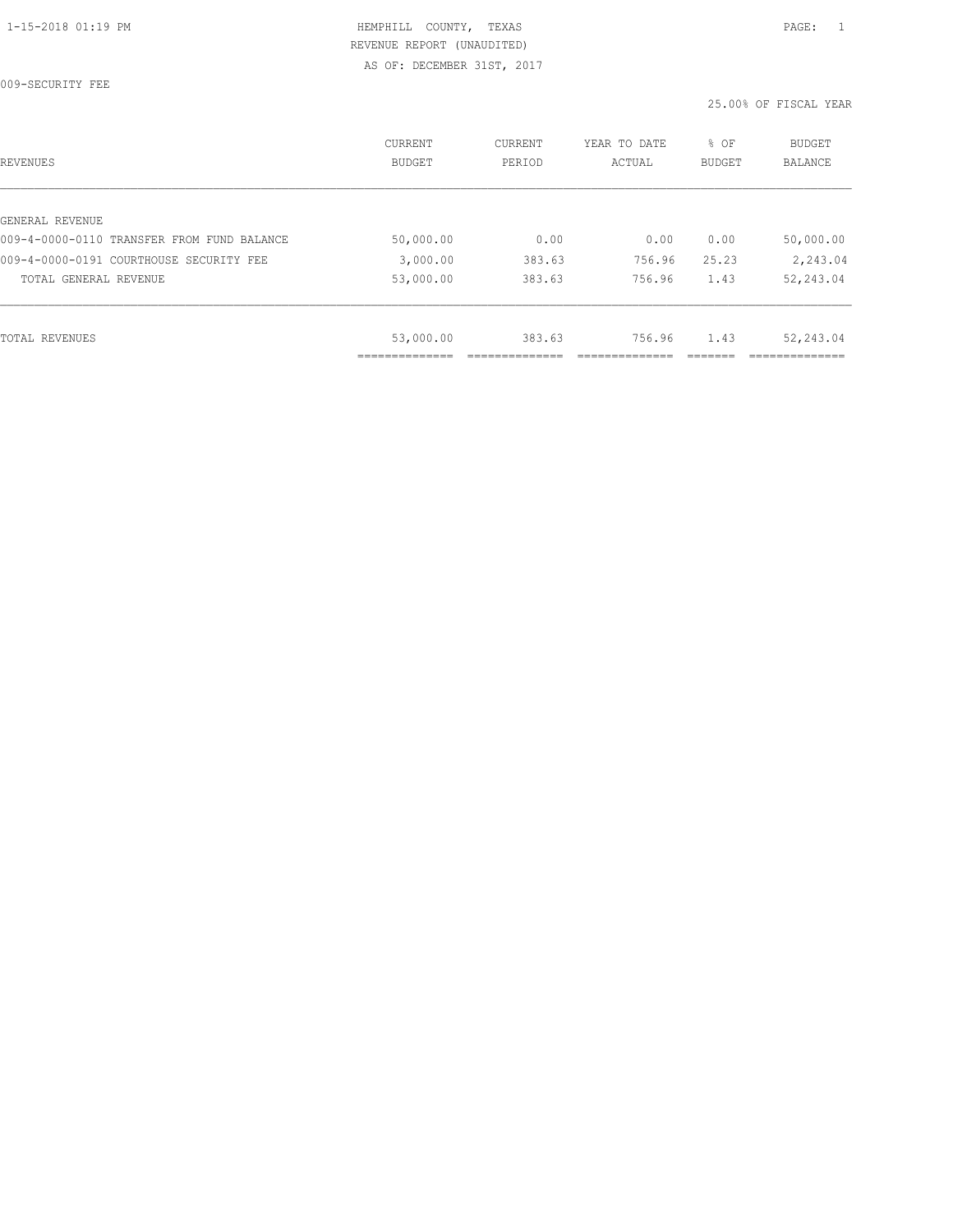HEMPHILL COUNTY, TEXAS
REVENUE REPORT (UNAUDITED)
AS OF: DECEMBER 31ST, 2017

009-SECURITY FEE

25.00% OF FISCAL YEAR

| REVENUES | CURRENT BUDGET | CURRENT PERIOD | YEAR TO DATE ACTUAL | % OF BUDGET | BUDGET BALANCE |
|---|---|---|---|---|---|
| GENERAL REVENUE | | | | | |
| 009-4-0000-0110 TRANSFER FROM FUND BALANCE | 50,000.00 | 0.00 | 0.00 | 0.00 | 50,000.00 |
| 009-4-0000-0191 COURTHOUSE SECURITY FEE | 3,000.00 | 383.63 | 756.96 | 25.23 | 2,243.04 |
| TOTAL GENERAL REVENUE | 53,000.00 | 383.63 | 756.96 | 1.43 | 52,243.04 |
| TOTAL REVENUES | 53,000.00 | 383.63 | 756.96 | 1.43 | 52,243.04 |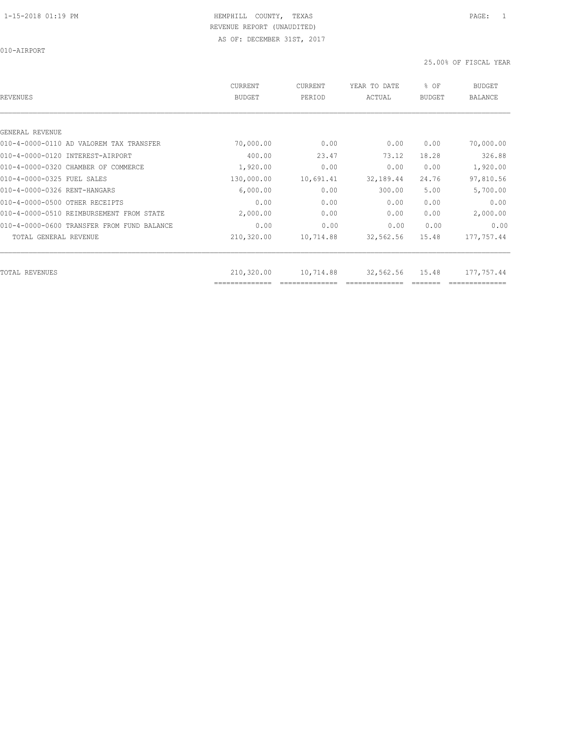HEMPHILL COUNTY, TEXAS
REVENUE REPORT (UNAUDITED)
AS OF: DECEMBER 31ST, 2017

010-AIRPORT

25.00% OF FISCAL YEAR

| REVENUES | CURRENT BUDGET | CURRENT PERIOD | YEAR TO DATE ACTUAL | % OF BUDGET | BUDGET BALANCE |
|---|---|---|---|---|---|
| GENERAL REVENUE | | | | | |
| 010-4-0000-0110 AD VALOREM TAX TRANSFER | 70,000.00 | 0.00 | 0.00 | 0.00 | 70,000.00 |
| 010-4-0000-0120 INTEREST-AIRPORT | 400.00 | 23.47 | 73.12 | 18.28 | 326.88 |
| 010-4-0000-0320 CHAMBER OF COMMERCE | 1,920.00 | 0.00 | 0.00 | 0.00 | 1,920.00 |
| 010-4-0000-0325 FUEL SALES | 130,000.00 | 10,691.41 | 32,189.44 | 24.76 | 97,810.56 |
| 010-4-0000-0326 RENT-HANGARS | 6,000.00 | 0.00 | 300.00 | 5.00 | 5,700.00 |
| 010-4-0000-0500 OTHER RECEIPTS | 0.00 | 0.00 | 0.00 | 0.00 | 0.00 |
| 010-4-0000-0510 REIMBURSEMENT FROM STATE | 2,000.00 | 0.00 | 0.00 | 0.00 | 2,000.00 |
| 010-4-0000-0600 TRANSFER FROM FUND BALANCE | 0.00 | 0.00 | 0.00 | 0.00 | 0.00 |
| TOTAL GENERAL REVENUE | 210,320.00 | 10,714.88 | 32,562.56 | 15.48 | 177,757.44 |
| TOTAL REVENUES | 210,320.00 | 10,714.88 | 32,562.56 | 15.48 | 177,757.44 |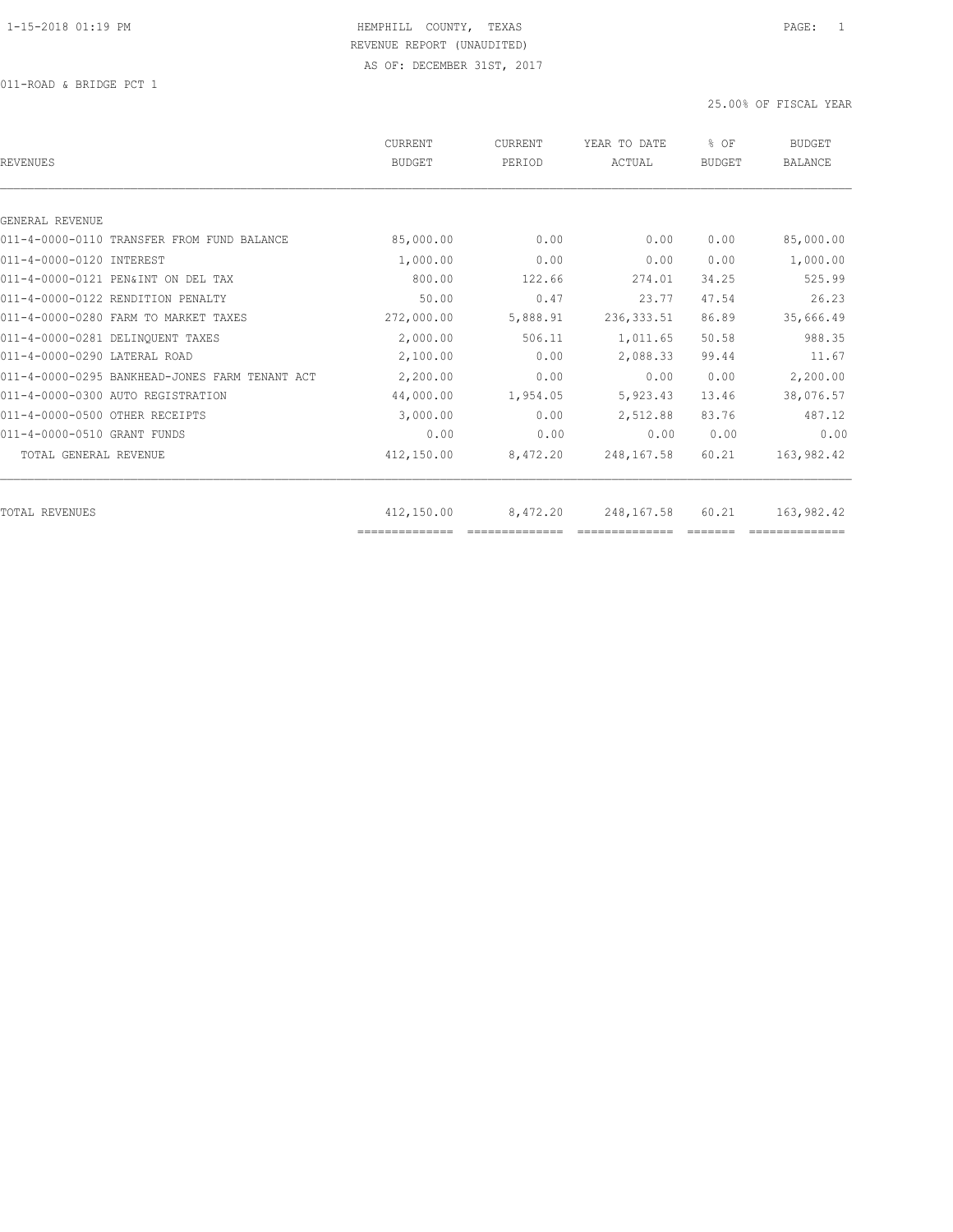HEMPHILL COUNTY, TEXAS

REVENUE REPORT (UNAUDITED)

AS OF: DECEMBER 31ST, 2017

011-ROAD & BRIDGE PCT 1

25.00% OF FISCAL YEAR

| REVENUES | CURRENT BUDGET | CURRENT PERIOD | YEAR TO DATE ACTUAL | % OF BUDGET | BUDGET BALANCE |
|---|---|---|---|---|---|
| GENERAL REVENUE | | | | | |
| 011-4-0000-0110 TRANSFER FROM FUND BALANCE | 85,000.00 | 0.00 | 0.00 | 0.00 | 85,000.00 |
| 011-4-0000-0120 INTEREST | 1,000.00 | 0.00 | 0.00 | 0.00 | 1,000.00 |
| 011-4-0000-0121 PEN&INT ON DEL TAX | 800.00 | 122.66 | 274.01 | 34.25 | 525.99 |
| 011-4-0000-0122 RENDITION PENALTY | 50.00 | 0.47 | 23.77 | 47.54 | 26.23 |
| 011-4-0000-0280 FARM TO MARKET TAXES | 272,000.00 | 5,888.91 | 236,333.51 | 86.89 | 35,666.49 |
| 011-4-0000-0281 DELINQUENT TAXES | 2,000.00 | 506.11 | 1,011.65 | 50.58 | 988.35 |
| 011-4-0000-0290 LATERAL ROAD | 2,100.00 | 0.00 | 2,088.33 | 99.44 | 11.67 |
| 011-4-0000-0295 BANKHEAD-JONES FARM TENANT ACT | 2,200.00 | 0.00 | 0.00 | 0.00 | 2,200.00 |
| 011-4-0000-0300 AUTO REGISTRATION | 44,000.00 | 1,954.05 | 5,923.43 | 13.46 | 38,076.57 |
| 011-4-0000-0500 OTHER RECEIPTS | 3,000.00 | 0.00 | 2,512.88 | 83.76 | 487.12 |
| 011-4-0000-0510 GRANT FUNDS | 0.00 | 0.00 | 0.00 | 0.00 | 0.00 |
| TOTAL GENERAL REVENUE | 412,150.00 | 8,472.20 | 248,167.58 | 60.21 | 163,982.42 |
| TOTAL REVENUES | 412,150.00 | 8,472.20 | 248,167.58 | 60.21 | 163,982.42 |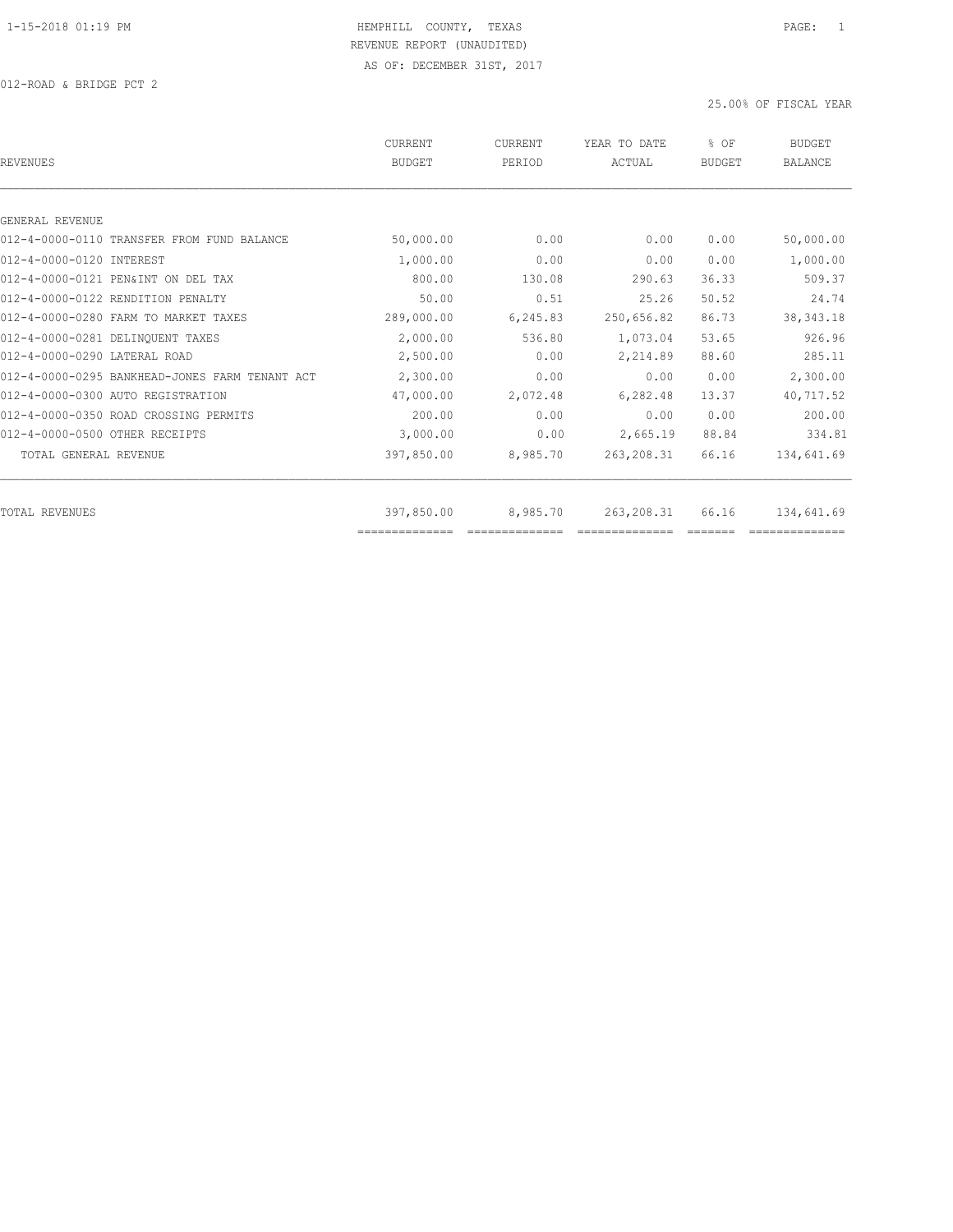HEMPHILL COUNTY, TEXAS
REVENUE REPORT (UNAUDITED)
AS OF: DECEMBER 31ST, 2017

012-ROAD & BRIDGE PCT 2

25.00% OF FISCAL YEAR

| REVENUES | CURRENT BUDGET | CURRENT PERIOD | YEAR TO DATE ACTUAL | % OF BUDGET | BUDGET BALANCE |
|---|---|---|---|---|---|
| GENERAL REVENUE | | | | | |
| 012-4-0000-0110 TRANSFER FROM FUND BALANCE | 50,000.00 | 0.00 | 0.00 | 0.00 | 50,000.00 |
| 012-4-0000-0120 INTEREST | 1,000.00 | 0.00 | 0.00 | 0.00 | 1,000.00 |
| 012-4-0000-0121 PEN&INT ON DEL TAX | 800.00 | 130.08 | 290.63 | 36.33 | 509.37 |
| 012-4-0000-0122 RENDITION PENALTY | 50.00 | 0.51 | 25.26 | 50.52 | 24.74 |
| 012-4-0000-0280 FARM TO MARKET TAXES | 289,000.00 | 6,245.83 | 250,656.82 | 86.73 | 38,343.18 |
| 012-4-0000-0281 DELINQUENT TAXES | 2,000.00 | 536.80 | 1,073.04 | 53.65 | 926.96 |
| 012-4-0000-0290 LATERAL ROAD | 2,500.00 | 0.00 | 2,214.89 | 88.60 | 285.11 |
| 012-4-0000-0295 BANKHEAD-JONES FARM TENANT ACT | 2,300.00 | 0.00 | 0.00 | 0.00 | 2,300.00 |
| 012-4-0000-0300 AUTO REGISTRATION | 47,000.00 | 2,072.48 | 6,282.48 | 13.37 | 40,717.52 |
| 012-4-0000-0350 ROAD CROSSING PERMITS | 200.00 | 0.00 | 0.00 | 0.00 | 200.00 |
| 012-4-0000-0500 OTHER RECEIPTS | 3,000.00 | 0.00 | 2,665.19 | 88.84 | 334.81 |
| TOTAL GENERAL REVENUE | 397,850.00 | 8,985.70 | 263,208.31 | 66.16 | 134,641.69 |
| TOTAL REVENUES | 397,850.00 | 8,985.70 | 263,208.31 | 66.16 | 134,641.69 |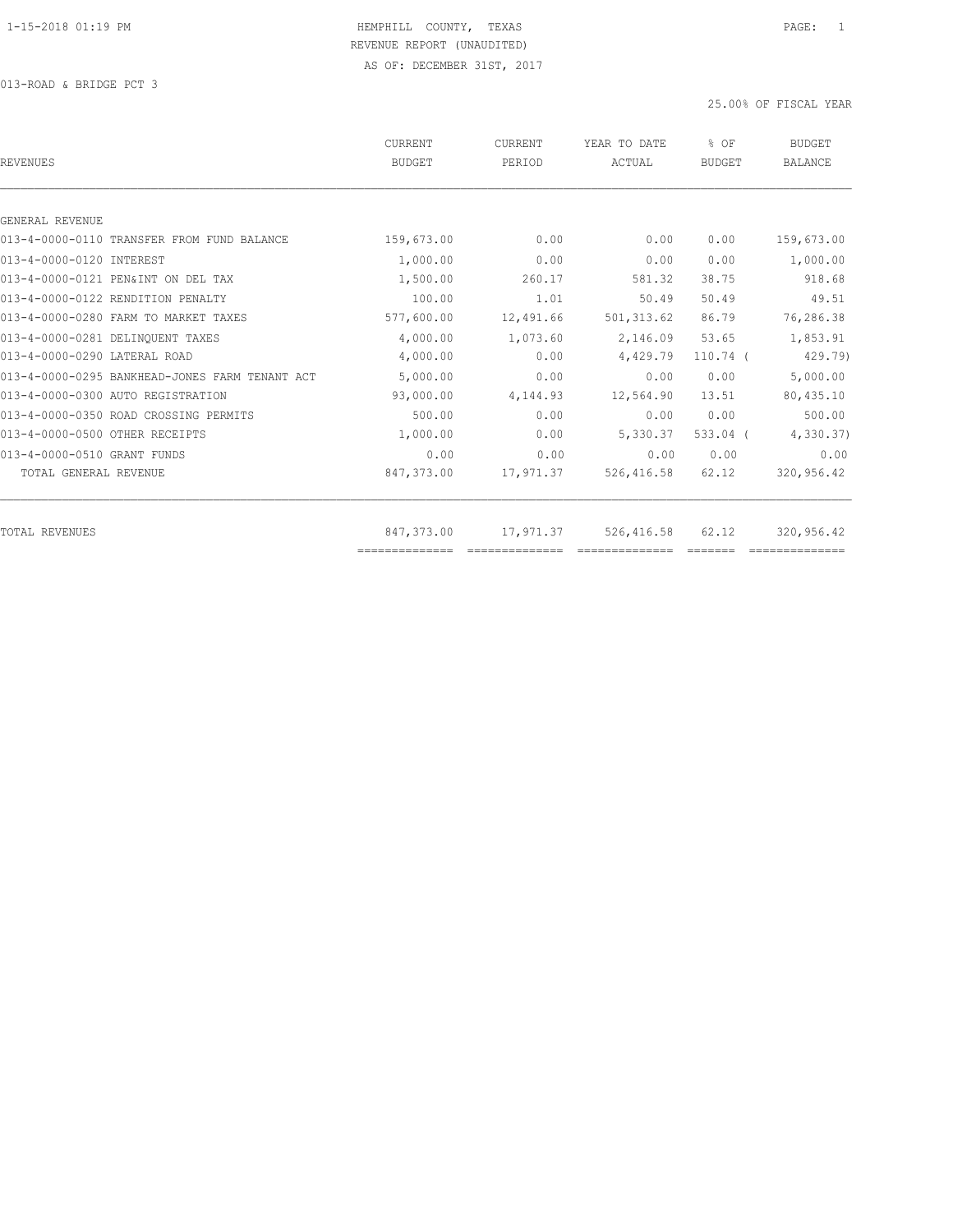HEMPHILL COUNTY, TEXAS

REVENUE REPORT (UNAUDITED)

AS OF: DECEMBER 31ST, 2017

013-ROAD & BRIDGE PCT 3

25.00% OF FISCAL YEAR

| REVENUES | CURRENT BUDGET | CURRENT PERIOD | YEAR TO DATE ACTUAL | % OF BUDGET | BUDGET BALANCE |
|---|---|---|---|---|---|
| GENERAL REVENUE | | | | | |
| 013-4-0000-0110 TRANSFER FROM FUND BALANCE | 159,673.00 | 0.00 | 0.00 | 0.00 | 159,673.00 |
| 013-4-0000-0120 INTEREST | 1,000.00 | 0.00 | 0.00 | 0.00 | 1,000.00 |
| 013-4-0000-0121 PEN&INT ON DEL TAX | 1,500.00 | 260.17 | 581.32 | 38.75 | 918.68 |
| 013-4-0000-0122 RENDITION PENALTY | 100.00 | 1.01 | 50.49 | 50.49 | 49.51 |
| 013-4-0000-0280 FARM TO MARKET TAXES | 577,600.00 | 12,491.66 | 501,313.62 | 86.79 | 76,286.38 |
| 013-4-0000-0281 DELINQUENT TAXES | 4,000.00 | 1,073.60 | 2,146.09 | 53.65 | 1,853.91 |
| 013-4-0000-0290 LATERAL ROAD | 4,000.00 | 0.00 | 4,429.79 | 110.74 ( | 429.79) |
| 013-4-0000-0295 BANKHEAD-JONES FARM TENANT ACT | 5,000.00 | 0.00 | 0.00 | 0.00 | 5,000.00 |
| 013-4-0000-0300 AUTO REGISTRATION | 93,000.00 | 4,144.93 | 12,564.90 | 13.51 | 80,435.10 |
| 013-4-0000-0350 ROAD CROSSING PERMITS | 500.00 | 0.00 | 0.00 | 0.00 | 500.00 |
| 013-4-0000-0500 OTHER RECEIPTS | 1,000.00 | 0.00 | 5,330.37 | 533.04 ( | 4,330.37) |
| 013-4-0000-0510 GRANT FUNDS | 0.00 | 0.00 | 0.00 | 0.00 | 0.00 |
| TOTAL GENERAL REVENUE | 847,373.00 | 17,971.37 | 526,416.58 | 62.12 | 320,956.42 |
| TOTAL REVENUES | 847,373.00 | 17,971.37 | 526,416.58 | 62.12 | 320,956.42 |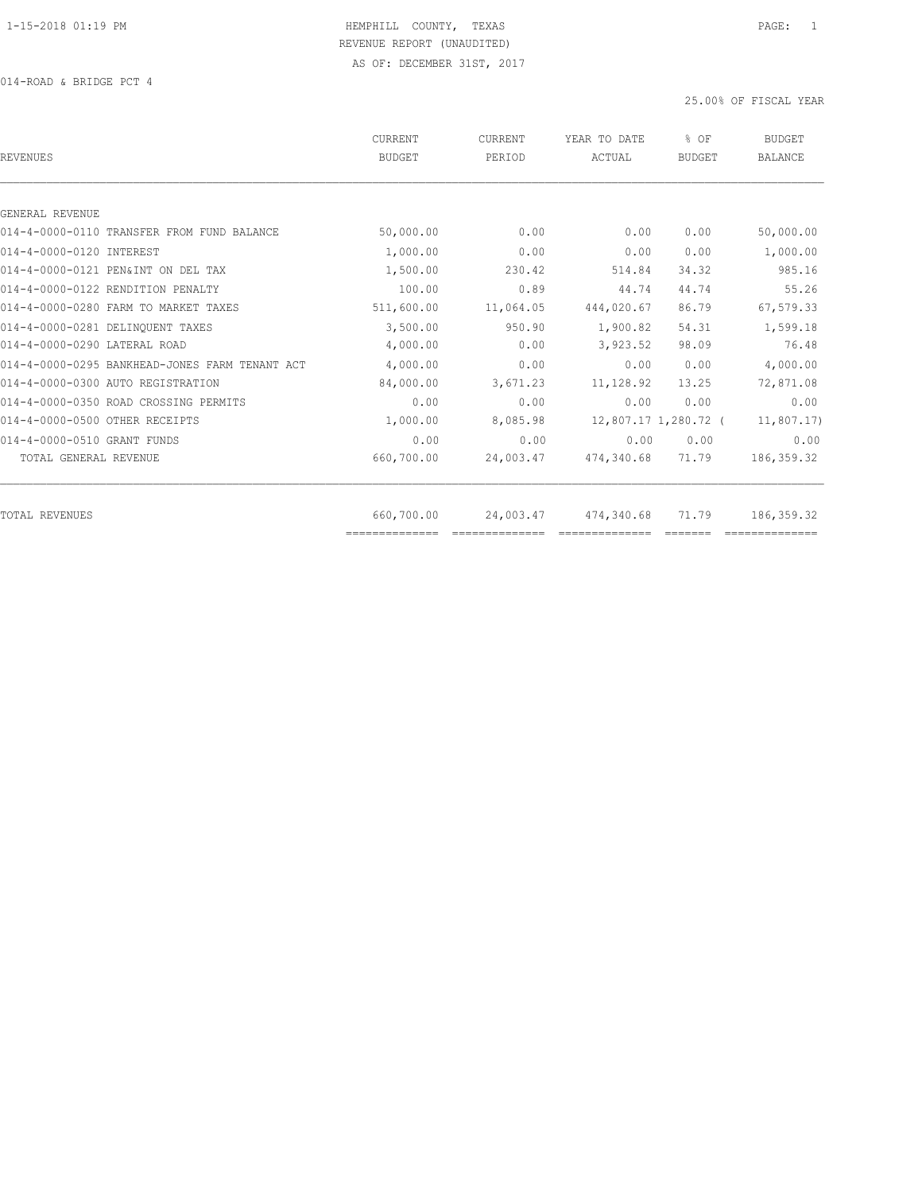HEMPHILL COUNTY, TEXAS

REVENUE REPORT (UNAUDITED)

AS OF: DECEMBER 31ST, 2017

014-ROAD & BRIDGE PCT 4

25.00% OF FISCAL YEAR

| REVENUES | CURRENT BUDGET | CURRENT PERIOD | YEAR TO DATE ACTUAL | % OF BUDGET | BUDGET BALANCE |
|---|---|---|---|---|---|
| GENERAL REVENUE | | | | | |
| 014-4-0000-0110 TRANSFER FROM FUND BALANCE | 50,000.00 | 0.00 | 0.00 | 0.00 | 50,000.00 |
| 014-4-0000-0120 INTEREST | 1,000.00 | 0.00 | 0.00 | 0.00 | 1,000.00 |
| 014-4-0000-0121 PEN&INT ON DEL TAX | 1,500.00 | 230.42 | 514.84 | 34.32 | 985.16 |
| 014-4-0000-0122 RENDITION PENALTY | 100.00 | 0.89 | 44.74 | 44.74 | 55.26 |
| 014-4-0000-0280 FARM TO MARKET TAXES | 511,600.00 | 11,064.05 | 444,020.67 | 86.79 | 67,579.33 |
| 014-4-0000-0281 DELINQUENT TAXES | 3,500.00 | 950.90 | 1,900.82 | 54.31 | 1,599.18 |
| 014-4-0000-0290 LATERAL ROAD | 4,000.00 | 0.00 | 3,923.52 | 98.09 | 76.48 |
| 014-4-0000-0295 BANKHEAD-JONES FARM TENANT ACT | 4,000.00 | 0.00 | 0.00 | 0.00 | 4,000.00 |
| 014-4-0000-0300 AUTO REGISTRATION | 84,000.00 | 3,671.23 | 11,128.92 | 13.25 | 72,871.08 |
| 014-4-0000-0350 ROAD CROSSING PERMITS | 0.00 | 0.00 | 0.00 | 0.00 | 0.00 |
| 014-4-0000-0500 OTHER RECEIPTS | 1,000.00 | 8,085.98 | 12,807.17 | 1,280.72 | ( 11,807.17) |
| 014-4-0000-0510 GRANT FUNDS | 0.00 | 0.00 | 0.00 | 0.00 | 0.00 |
| TOTAL GENERAL REVENUE | 660,700.00 | 24,003.47 | 474,340.68 | 71.79 | 186,359.32 |
| TOTAL REVENUES | 660,700.00 | 24,003.47 | 474,340.68 | 71.79 | 186,359.32 |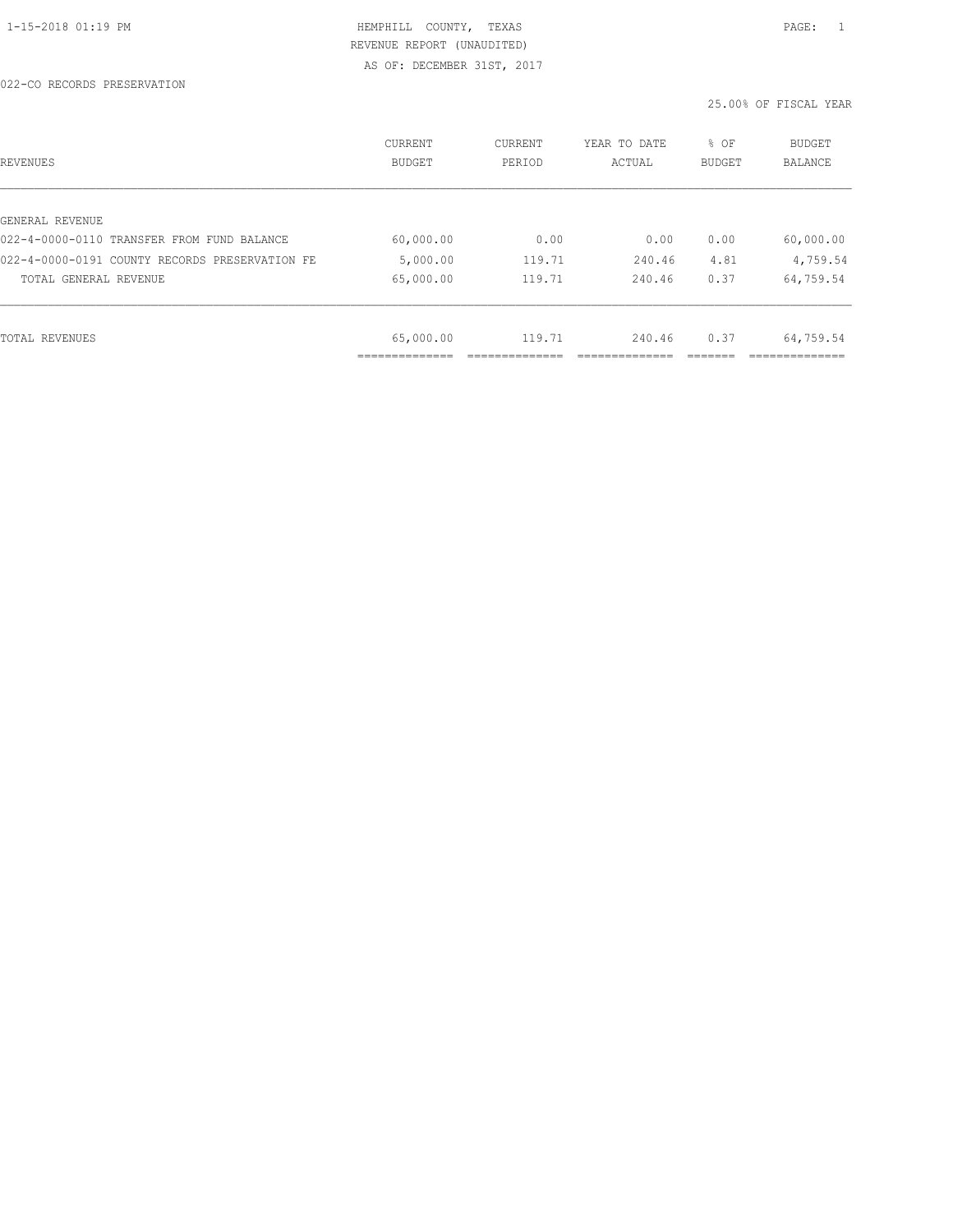HEMPHILL COUNTY, TEXAS
REVENUE REPORT (UNAUDITED)
AS OF: DECEMBER 31ST, 2017

022-CO RECORDS PRESERVATION

25.00% OF FISCAL YEAR

| REVENUES | CURRENT BUDGET | CURRENT PERIOD | YEAR TO DATE ACTUAL | % OF BUDGET | BUDGET BALANCE |
|---|---|---|---|---|---|
| GENERAL REVENUE | | | | | |
| 022-4-0000-0110 TRANSFER FROM FUND BALANCE | 60,000.00 | 0.00 | 0.00 | 0.00 | 60,000.00 |
| 022-4-0000-0191 COUNTY RECORDS PRESERVATION FE | 5,000.00 | 119.71 | 240.46 | 4.81 | 4,759.54 |
| TOTAL GENERAL REVENUE | 65,000.00 | 119.71 | 240.46 | 0.37 | 64,759.54 |
| TOTAL REVENUES | 65,000.00 | 119.71 | 240.46 | 0.37 | 64,759.54 |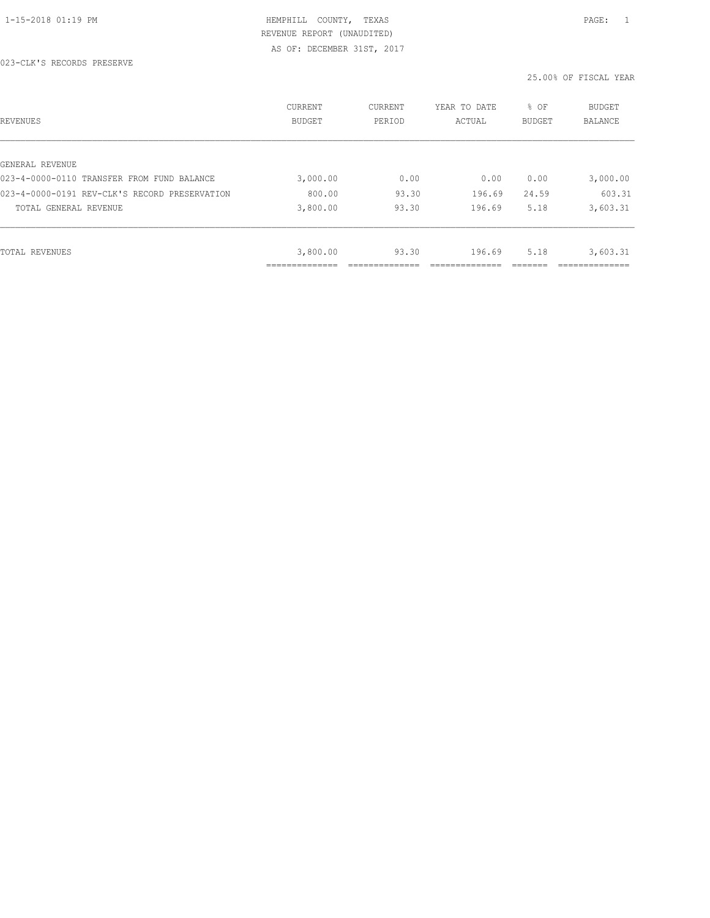HEMPHILL COUNTY, TEXAS
REVENUE REPORT (UNAUDITED)
AS OF: DECEMBER 31ST, 2017

023-CLK'S RECORDS PRESERVE

25.00% OF FISCAL YEAR

| REVENUES | CURRENT BUDGET | CURRENT PERIOD | YEAR TO DATE ACTUAL | % OF BUDGET | BUDGET BALANCE |
|---|---|---|---|---|---|
| GENERAL REVENUE | | | | | |
| 023-4-0000-0110 TRANSFER FROM FUND BALANCE | 3,000.00 | 0.00 | 0.00 | 0.00 | 3,000.00 |
| 023-4-0000-0191 REV-CLK'S RECORD PRESERVATION | 800.00 | 93.30 | 196.69 | 24.59 | 603.31 |
| TOTAL GENERAL REVENUE | 3,800.00 | 93.30 | 196.69 | 5.18 | 3,603.31 |
| TOTAL REVENUES | 3,800.00 | 93.30 | 196.69 | 5.18 | 3,603.31 |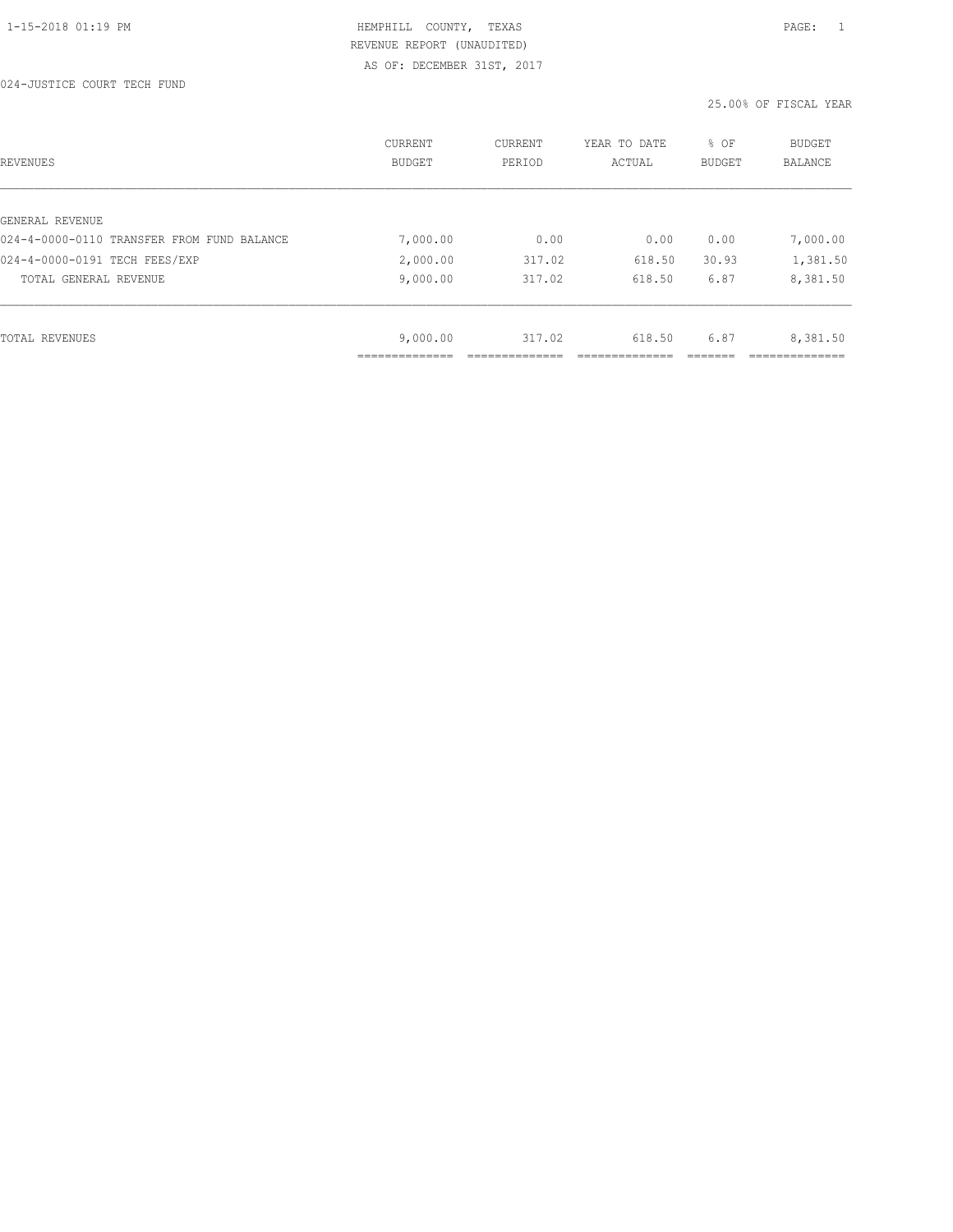HEMPHILL COUNTY, TEXAS

REVENUE REPORT (UNAUDITED)

AS OF: DECEMBER 31ST, 2017

024-JUSTICE COURT TECH FUND

25.00% OF FISCAL YEAR

| REVENUES | CURRENT BUDGET | CURRENT PERIOD | YEAR TO DATE ACTUAL | % OF BUDGET | BUDGET BALANCE |
|---|---|---|---|---|---|
| GENERAL REVENUE | | | | | |
| 024-4-0000-0110 TRANSFER FROM FUND BALANCE | 7,000.00 | 0.00 | 0.00 | 0.00 | 7,000.00 |
| 024-4-0000-0191 TECH FEES/EXP | 2,000.00 | 317.02 | 618.50 | 30.93 | 1,381.50 |
| TOTAL GENERAL REVENUE | 9,000.00 | 317.02 | 618.50 | 6.87 | 8,381.50 |
| TOTAL REVENUES | 9,000.00 | 317.02 | 618.50 | 6.87 | 8,381.50 |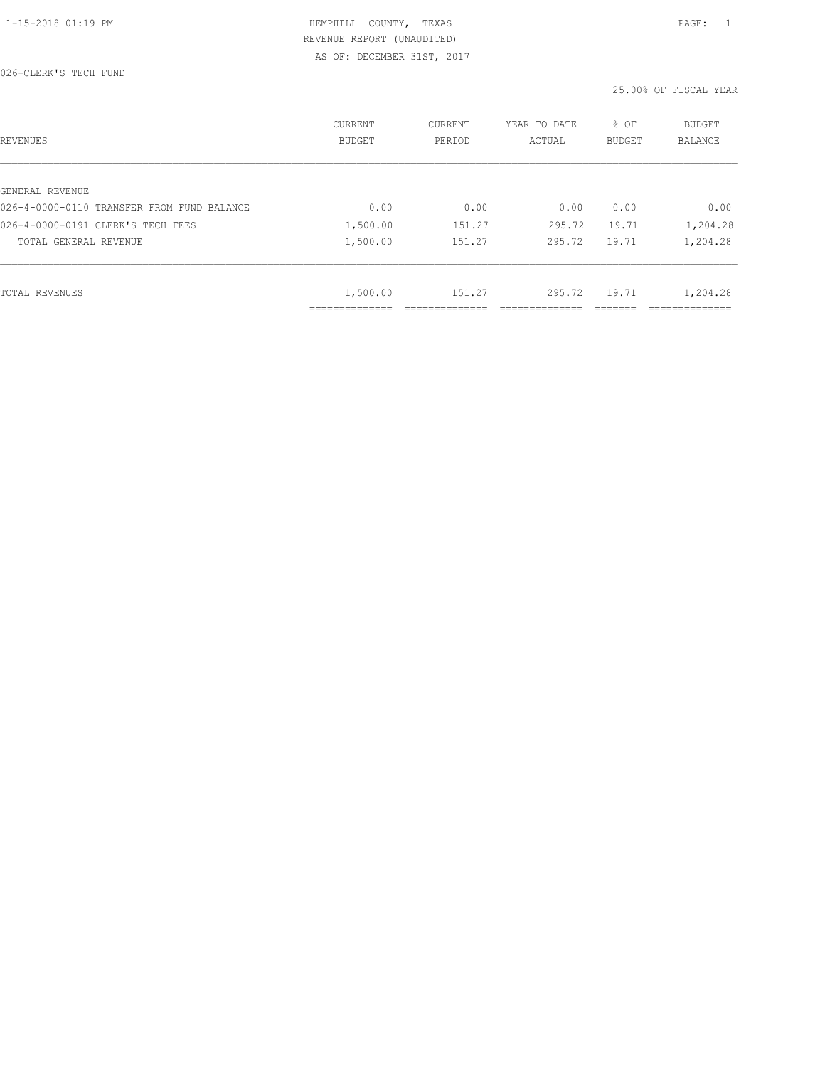HEMPHILL COUNTY, TEXAS
REVENUE REPORT (UNAUDITED)
AS OF: DECEMBER 31ST, 2017

026-CLERK'S TECH FUND

25.00% OF FISCAL YEAR

| REVENUES | CURRENT BUDGET | CURRENT PERIOD | YEAR TO DATE ACTUAL | % OF BUDGET | BUDGET BALANCE |
|---|---|---|---|---|---|
| GENERAL REVENUE | | | | | |
| 026-4-0000-0110 TRANSFER FROM FUND BALANCE | 0.00 | 0.00 | 0.00 | 0.00 | 0.00 |
| 026-4-0000-0191 CLERK'S TECH FEES | 1,500.00 | 151.27 | 295.72 | 19.71 | 1,204.28 |
| TOTAL GENERAL REVENUE | 1,500.00 | 151.27 | 295.72 | 19.71 | 1,204.28 |
| TOTAL REVENUES | 1,500.00 | 151.27 | 295.72 | 19.71 | 1,204.28 |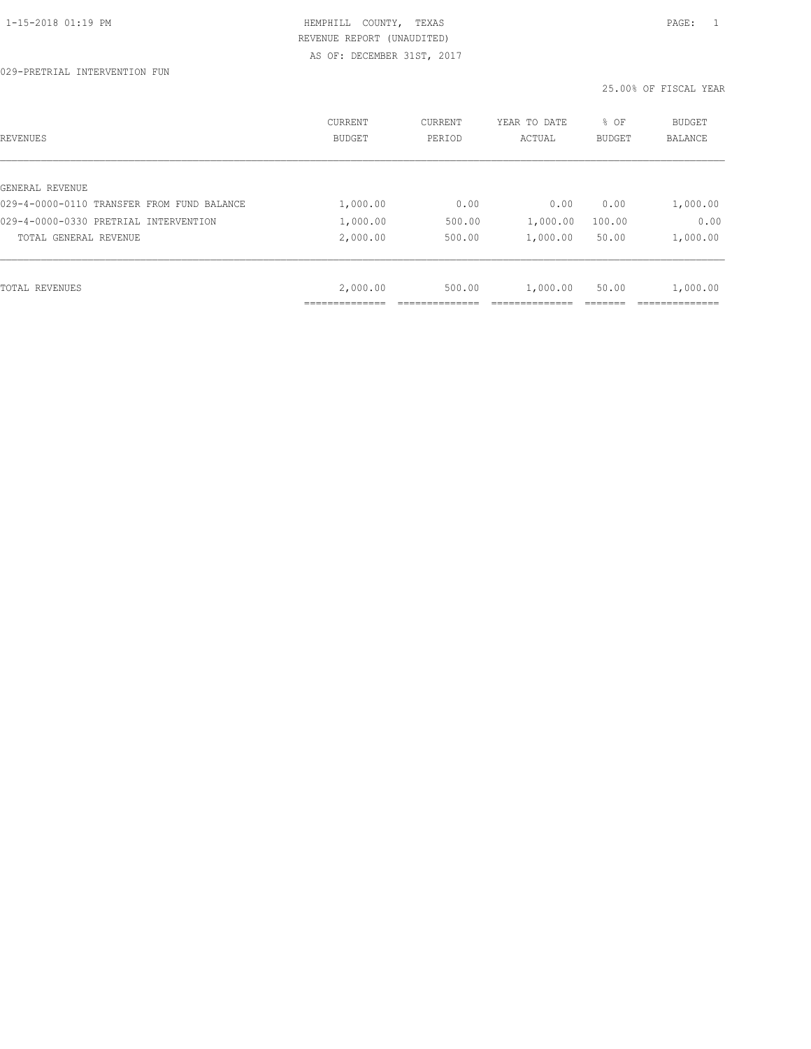HEMPHILL COUNTY, TEXAS
REVENUE REPORT (UNAUDITED)
AS OF: DECEMBER 31ST, 2017

029-PRETRIAL INTERVENTION FUN

25.00% OF FISCAL YEAR

| REVENUES | CURRENT BUDGET | CURRENT PERIOD | YEAR TO DATE ACTUAL | % OF BUDGET | BUDGET BALANCE |
|---|---|---|---|---|---|
| GENERAL REVENUE | | | | | |
| 029-4-0000-0110 TRANSFER FROM FUND BALANCE | 1,000.00 | 0.00 | 0.00 | 0.00 | 1,000.00 |
| 029-4-0000-0330 PRETRIAL INTERVENTION | 1,000.00 | 500.00 | 1,000.00 | 100.00 | 0.00 |
| TOTAL GENERAL REVENUE | 2,000.00 | 500.00 | 1,000.00 | 50.00 | 1,000.00 |
| TOTAL REVENUES | 2,000.00 | 500.00 | 1,000.00 | 50.00 | 1,000.00 |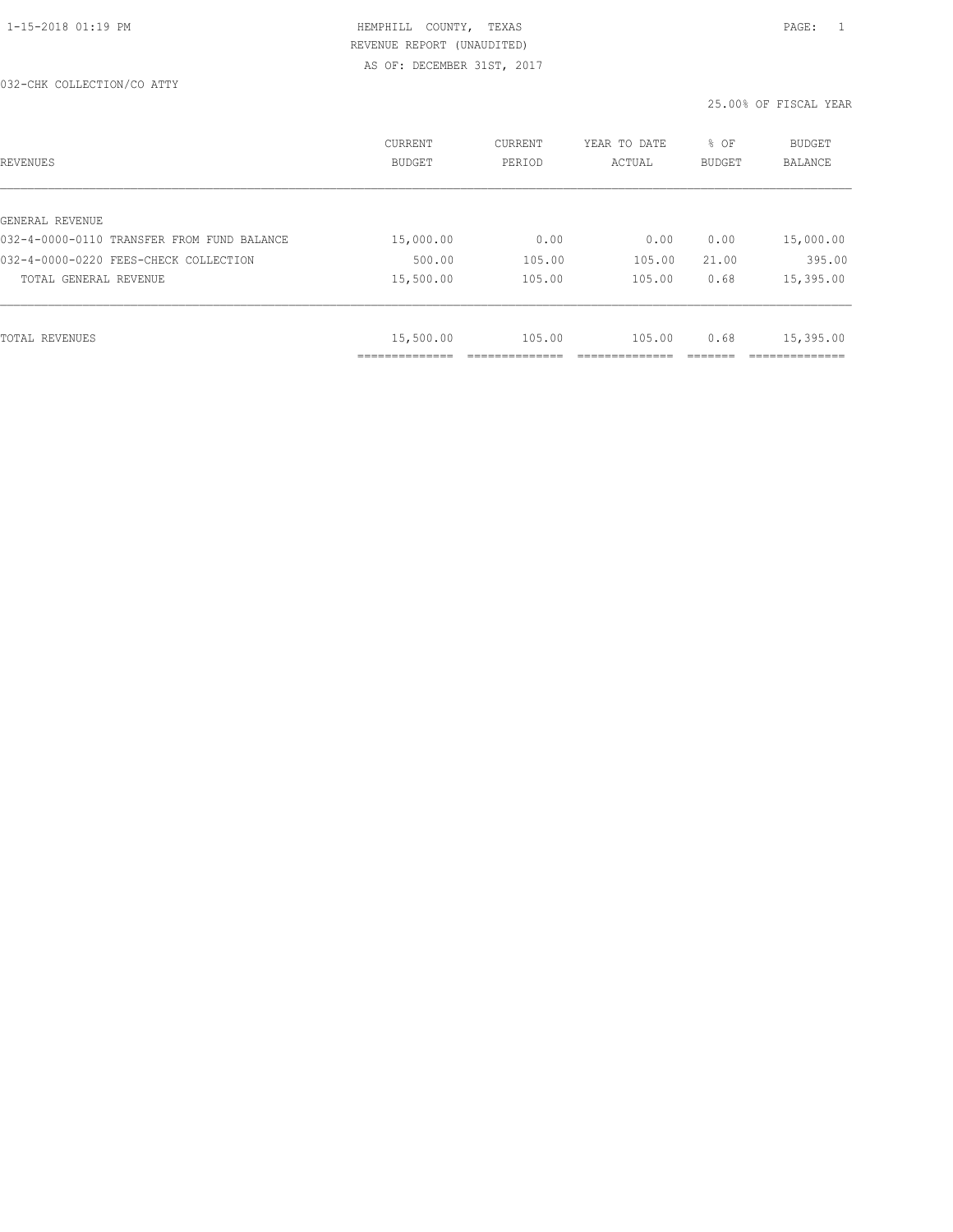HEMPHILL COUNTY, TEXAS
REVENUE REPORT (UNAUDITED)
AS OF: DECEMBER 31ST, 2017

032-CHK COLLECTION/CO ATTY

25.00% OF FISCAL YEAR

| REVENUES | CURRENT BUDGET | CURRENT PERIOD | YEAR TO DATE ACTUAL | % OF BUDGET | BUDGET BALANCE |
|---|---|---|---|---|---|
| GENERAL REVENUE | | | | | |
| 032-4-0000-0110 TRANSFER FROM FUND BALANCE | 15,000.00 | 0.00 | 0.00 | 0.00 | 15,000.00 |
| 032-4-0000-0220 FEES-CHECK COLLECTION | 500.00 | 105.00 | 105.00 | 21.00 | 395.00 |
| TOTAL GENERAL REVENUE | 15,500.00 | 105.00 | 105.00 | 0.68 | 15,395.00 |
| TOTAL REVENUES | 15,500.00 | 105.00 | 105.00 | 0.68 | 15,395.00 |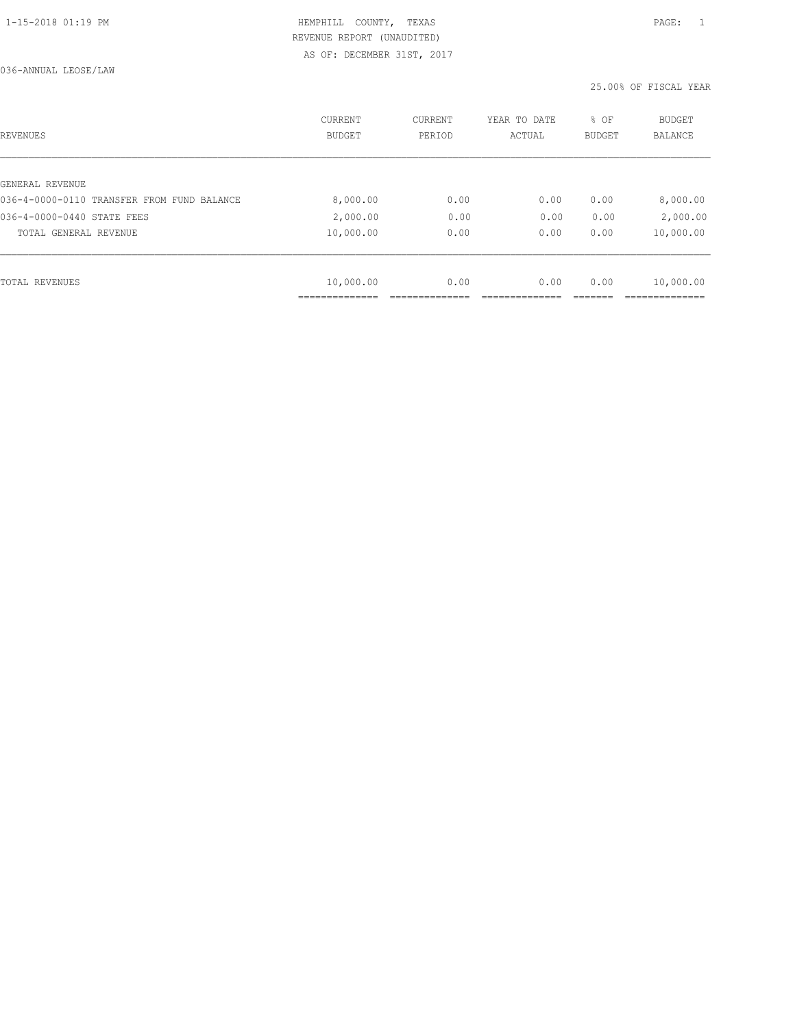HEMPHILL COUNTY, TEXAS
REVENUE REPORT (UNAUDITED)
AS OF: DECEMBER 31ST, 2017

036-ANNUAL LEOSE/LAW

25.00% OF FISCAL YEAR

| REVENUES | CURRENT BUDGET | CURRENT PERIOD | YEAR TO DATE ACTUAL | % OF BUDGET | BUDGET BALANCE |
|---|---|---|---|---|---|
| GENERAL REVENUE | | | | | |
| 036-4-0000-0110 TRANSFER FROM FUND BALANCE | 8,000.00 | 0.00 | 0.00 | 0.00 | 8,000.00 |
| 036-4-0000-0440 STATE FEES | 2,000.00 | 0.00 | 0.00 | 0.00 | 2,000.00 |
| TOTAL GENERAL REVENUE | 10,000.00 | 0.00 | 0.00 | 0.00 | 10,000.00 |
| TOTAL REVENUES | 10,000.00 | 0.00 | 0.00 | 0.00 | 10,000.00 |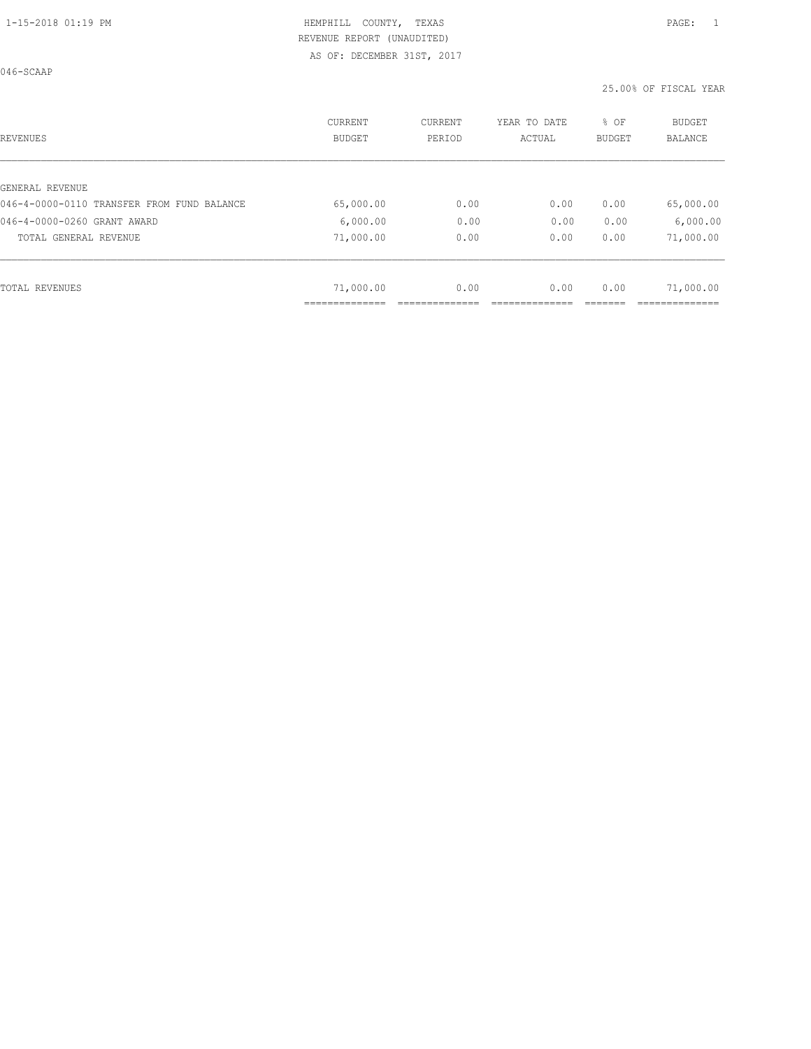HEMPHILL COUNTY, TEXAS
REVENUE REPORT (UNAUDITED)
AS OF: DECEMBER 31ST, 2017

046-SCAAP

25.00% OF FISCAL YEAR

| REVENUES | CURRENT BUDGET | CURRENT PERIOD | YEAR TO DATE ACTUAL | % OF BUDGET | BUDGET BALANCE |
|---|---|---|---|---|---|
| GENERAL REVENUE | | | | | |
| 046-4-0000-0110 TRANSFER FROM FUND BALANCE | 65,000.00 | 0.00 | 0.00 | 0.00 | 65,000.00 |
| 046-4-0000-0260 GRANT AWARD | 6,000.00 | 0.00 | 0.00 | 0.00 | 6,000.00 |
| TOTAL GENERAL REVENUE | 71,000.00 | 0.00 | 0.00 | 0.00 | 71,000.00 |
| TOTAL REVENUES | 71,000.00 | 0.00 | 0.00 | 0.00 | 71,000.00 |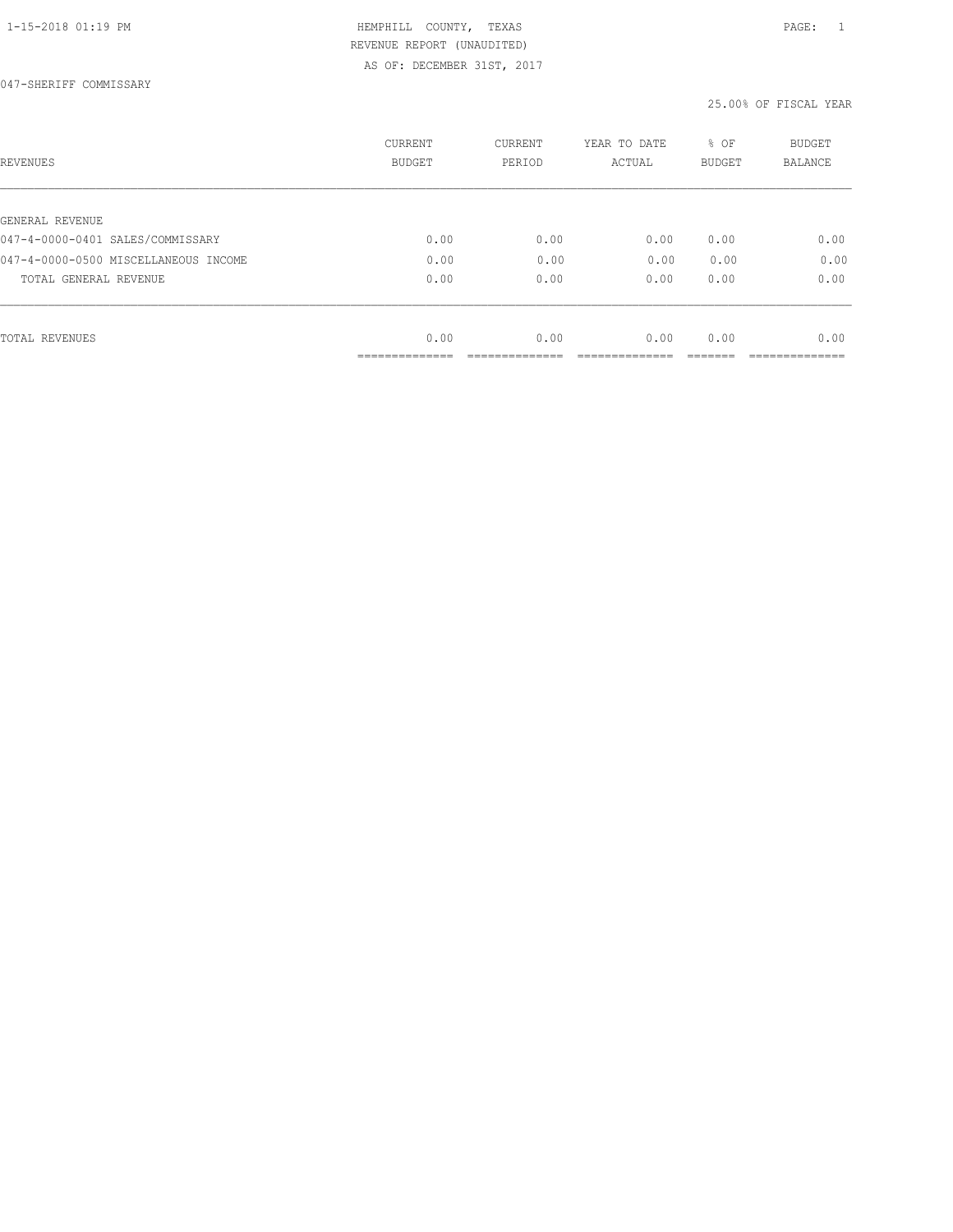HEMPHILL COUNTY, TEXAS
REVENUE REPORT (UNAUDITED)
AS OF: DECEMBER 31ST, 2017

047-SHERIFF COMMISSARY

25.00% OF FISCAL YEAR

| REVENUES | CURRENT BUDGET | CURRENT PERIOD | YEAR TO DATE ACTUAL | % OF BUDGET | BUDGET BALANCE |
|---|---|---|---|---|---|
| GENERAL REVENUE | | | | | |
| 047-4-0000-0401 SALES/COMMISSARY | 0.00 | 0.00 | 0.00 | 0.00 | 0.00 |
| 047-4-0000-0500 MISCELLANEOUS INCOME | 0.00 | 0.00 | 0.00 | 0.00 | 0.00 |
| TOTAL GENERAL REVENUE | 0.00 | 0.00 | 0.00 | 0.00 | 0.00 |
| TOTAL REVENUES | 0.00 | 0.00 | 0.00 | 0.00 | 0.00 |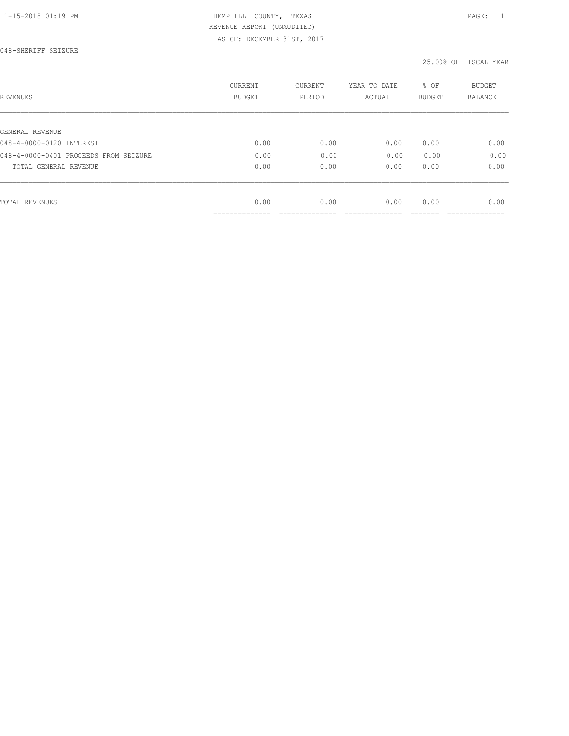HEMPHILL COUNTY, TEXAS
REVENUE REPORT (UNAUDITED)
AS OF: DECEMBER 31ST, 2017

048-SHERIFF SEIZURE

25.00% OF FISCAL YEAR

| REVENUES | CURRENT BUDGET | CURRENT PERIOD | YEAR TO DATE ACTUAL | % OF BUDGET | BUDGET BALANCE |
|---|---|---|---|---|---|
| GENERAL REVENUE | | | | | |
| 048-4-0000-0120 INTEREST | 0.00 | 0.00 | 0.00 | 0.00 | 0.00 |
| 048-4-0000-0401 PROCEEDS FROM SEIZURE | 0.00 | 0.00 | 0.00 | 0.00 | 0.00 |
| TOTAL GENERAL REVENUE | 0.00 | 0.00 | 0.00 | 0.00 | 0.00 |
| TOTAL REVENUES | 0.00 | 0.00 | 0.00 | 0.00 | 0.00 |